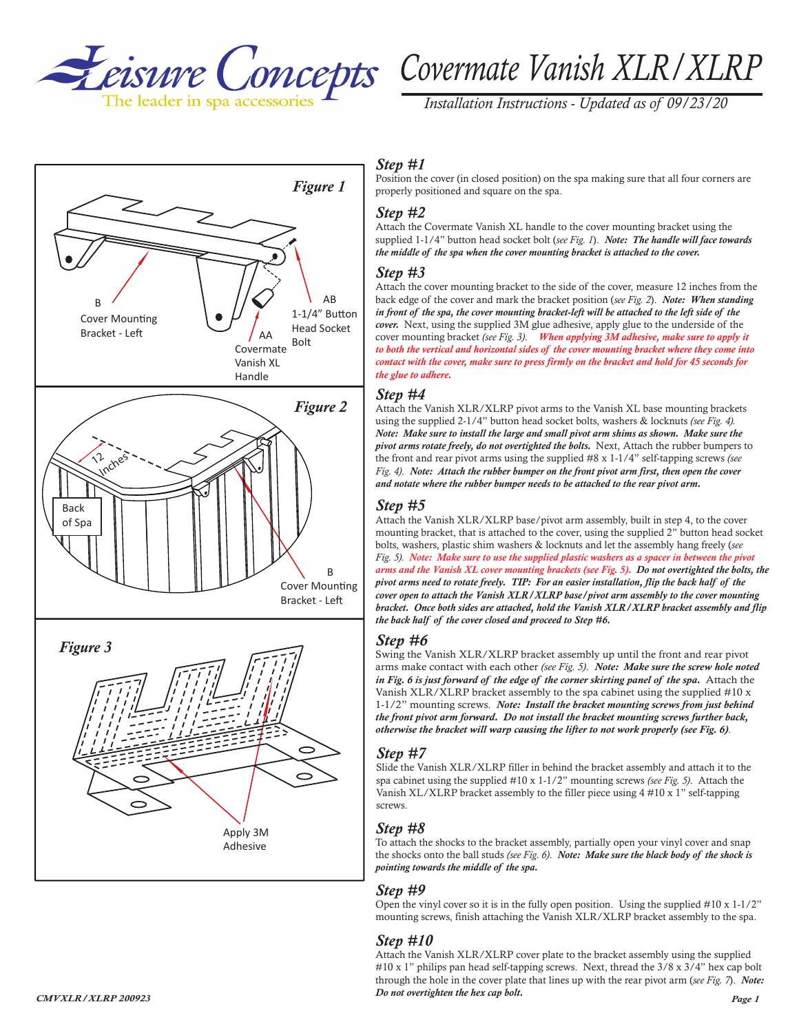# Leisure Concepts

The leader in spa accessories

# Covermate Vanish XLR/XLRP

*Installation Instructions - Updated as of 09/23/20*

*Figure 1*

B
Cover Mounting Bracket - Left

AA
Covermate Vanish XL Handle

AB
1-1/4" Button Head Socket Bolt

*Figure 2*

12 Inches

Back of Spa

B
Cover Mounting Bracket - Left

*Figure 3*

Apply 3M Adhesive

### *Step #1*

Position the cover (in closed position) on the spa making sure that all four corners are properly positioned and square on the spa.

### *Step #2*

Attach the Covermate Vanish XL handle to the cover mounting bracket using the supplied 1-1/4" button head socket bolt (*see Fig. 1*). ***Note: The handle will face towards the middle of the spa when the cover mounting bracket is attached to the cover.***

### *Step #3*

Attach the cover mounting bracket to the side of the cover, measure 12 inches from the back edge of the cover and mark the bracket position (*see Fig. 2*). ***Note: When standing in front of the spa, the cover mounting bracket-left will be attached to the left side of the cover.*** Next, using the supplied 3M glue adhesive, apply glue to the underside of the cover mounting bracket *(see Fig. 3)*. ***When applying 3M adhesive, make sure to apply it to both the vertical and horizontal sides of the cover mounting bracket where they come into contact with the cover, make sure to press firmly on the bracket and hold for 45 seconds for the glue to adhere.***

### *Step #4*

Attach the Vanish XLR/XLRP pivot arms to the Vanish XL base mounting brackets using the supplied 2-1/4" button head socket bolts, washers & locknuts *(see Fig. 4)*. ***Note: Make sure to install the large and small pivot arm shims as shown. Make sure the pivot arms rotate freely, do not overtighted the bolts.*** Next, Attach the rubber bumpers to the front and rear pivot arms using the supplied #8 x 1-1/4" self-tapping screws *(see Fig. 4)*. ***Note: Attach the rubber bumper on the front pivot arm first, then open the cover and notate where the rubber bumper needs to be attached to the rear pivot arm.***

### *Step #5*

Attach the Vanish XLR/XLRP base/pivot arm assembly, built in step 4, to the cover mounting bracket, that is attached to the cover, using the supplied 2" button head socket bolts, washers, plastic shim washers & locknuts and let the assembly hang freely (*see Fig. 5*). ***Note: Make sure to use the supplied plastic washers as a spacer in between the pivot arms and the Vanish XL cover mounting brackets (see Fig. 5). Do not overtighted the bolts, the pivot arms need to rotate freely. TIP: For an easier installation, flip the back half of the cover open to attach the Vanish XLR/XLRP base/pivot arm assembly to the cover mounting bracket. Once both sides are attached, hold the Vanish XLR/XLRP bracket assembly and flip the back half of the cover closed and proceed to Step #6.***

### *Step #6*

Swing the Vanish XLR/XLRP bracket assembly up until the front and rear pivot arms make contact with each other *(see Fig. 5)*. ***Note: Make sure the screw hole noted in Fig. 6 is just forward of the edge of the corner skirting panel of the spa.*** Attach the Vanish XLR/XLRP bracket assembly to the spa cabinet using the supplied #10 x 1-1/2" mounting screws. ***Note: Install the bracket mounting screws from just behind the front pivot arm forward. Do not install the bracket mounting screws further back, otherwise the bracket will warp causing the lifter to not work properly (see Fig. 6).***

### *Step #7*

Slide the Vanish XLR/XLRP filler in behind the bracket assembly and attach it to the spa cabinet using the supplied #10 x 1-1/2" mounting screws *(see Fig. 5)*. Attach the Vanish XL/XLRP bracket assembly to the filler piece using 4 #10 x 1" self-tapping screws.

### *Step #8*

To attach the shocks to the bracket assembly, partially open your vinyl cover and snap the shocks onto the ball studs *(see Fig. 6)*. ***Note: Make sure the black body of the shock is pointing towards the middle of the spa.***

### *Step #9*

Open the vinyl cover so it is in the fully open position. Using the supplied #10 x 1-1/2" mounting screws, finish attaching the Vanish XLR/XLRP bracket assembly to the spa.

### *Step #10*

Attach the Vanish XLR/XLRP cover plate to the bracket assembly using the supplied #10 x 1" philips pan head self-tapping screws. Next, thread the 3/8 x 3/4" hex cap bolt through the hole in the cover plate that lines up with the rear pivot arm (*see Fig. 7*). ***Note: Do not overtighten the hex cap bolt.***

***CMVXLR/XLRP 200923***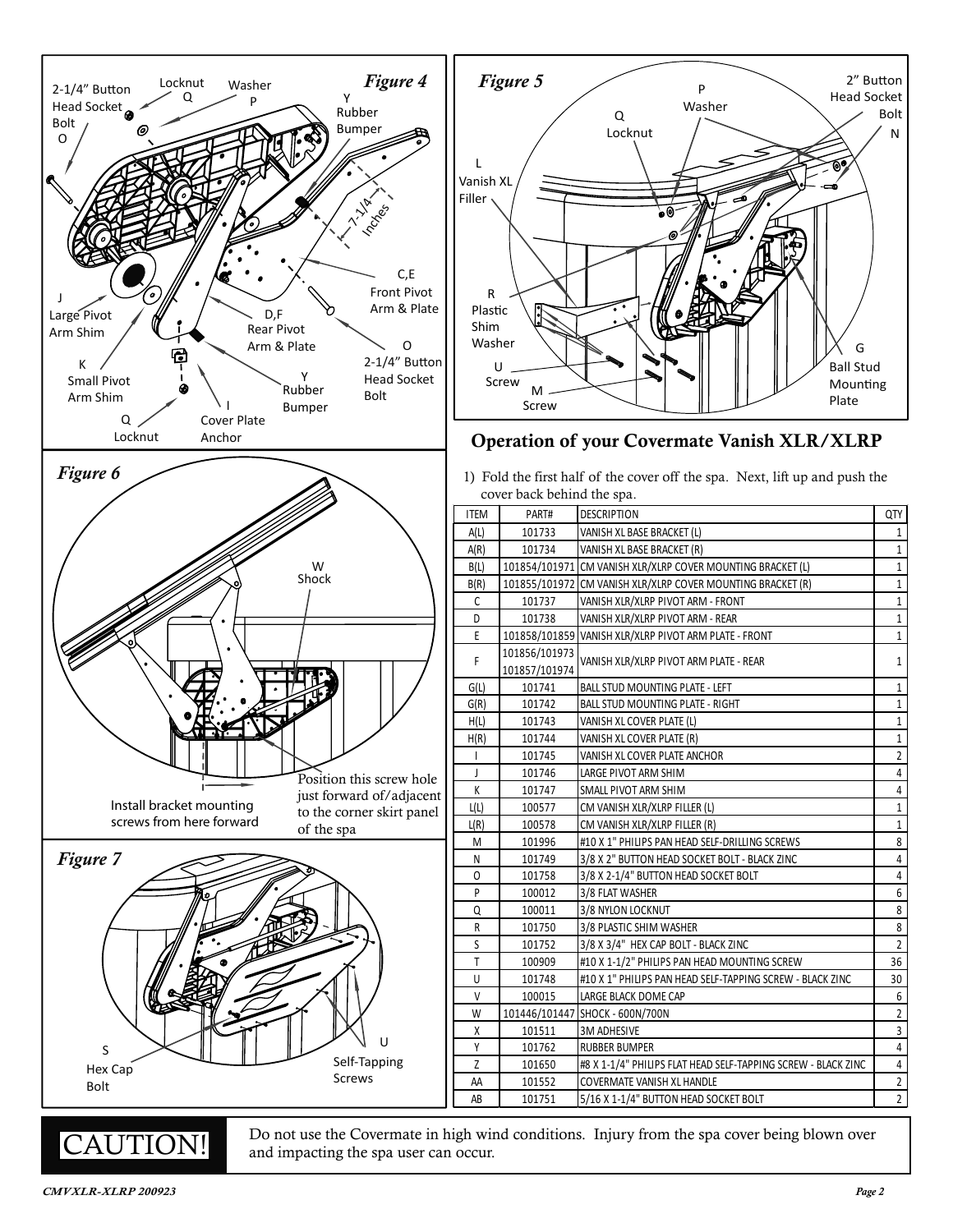*Figure 4*

2-1/4" Button Head Socket Bolt O

Locknut Q

Washer P

Y Rubber Bumper

7-1/4 Inches

C,E Front Pivot Arm & Plate

J Large Pivot Arm Shim

D,F Rear Pivot Arm & Plate

O 2-1/4" Button Head Socket Bolt

K Small Pivot Arm Shim

Y Rubber Bumper

I Cover Plate Anchor

Q Locknut

*Figure 5*

P Washer

2" Button Head Socket Bolt N

Q Locknut

L Vanish XL Filler

R Plastic Shim Washer

U Screw

M Screw

G Ball Stud Mounting Plate

*Figure 6*

W Shock

Install bracket mounting screws from here forward

Position this screw hole just forward of/adjacent to the corner skirt panel of the spa

*Figure 7*

S Hex Cap Bolt

U Self-Tapping Screws

## Operation of your Covermate Vanish XLR/XLRP

1) Fold the first half of the cover off the spa. Next, lift up and push the cover back behind the spa.

| ITEM | PART# | DESCRIPTION | QTY |
|---|---|---|---|
| A(L) | 101733 | VANISH XL BASE BRACKET (L) | 1 |
| A(R) | 101734 | VANISH XL BASE BRACKET (R) | 1 |
| B(L) | 101854/101971 | CM VANISH XLR/XLRP COVER MOUNTING BRACKET (L) | 1 |
| B(R) | 101855/101972 | CM VANISH XLR/XLRP COVER MOUNTING BRACKET (R) | 1 |
| C | 101737 | VANISH XLR/XLRP PIVOT ARM - FRONT | 1 |
| D | 101738 | VANISH XLR/XLRP PIVOT ARM - REAR | 1 |
| E | 101858/101859 | VANISH XLR/XLRP PIVOT ARM PLATE - FRONT | 1 |
| F | 101856/101973 101857/101974 | VANISH XLR/XLRP PIVOT ARM PLATE - REAR | 1 |
| G(L) | 101741 | BALL STUD MOUNTING PLATE - LEFT | 1 |
| G(R) | 101742 | BALL STUD MOUNTING PLATE - RIGHT | 1 |
| H(L) | 101743 | VANISH XL COVER PLATE (L) | 1 |
| H(R) | 101744 | VANISH XL COVER PLATE (R) | 1 |
| I | 101745 | VANISH XL COVER PLATE ANCHOR | 2 |
| J | 101746 | LARGE PIVOT ARM SHIM | 4 |
| K | 101747 | SMALL PIVOT ARM SHIM | 4 |
| L(L) | 100577 | CM VANISH XLR/XLRP FILLER (L) | 1 |
| L(R) | 100578 | CM VANISH XLR/XLRP FILLER (R) | 1 |
| M | 101996 | #10 X 1" PHILIPS PAN HEAD SELF-DRILLING SCREWS | 8 |
| N | 101749 | 3/8 X 2" BUTTON HEAD SOCKET BOLT - BLACK ZINC | 4 |
| O | 101758 | 3/8 X 2-1/4" BUTTON HEAD SOCKET BOLT | 4 |
| P | 100012 | 3/8 FLAT WASHER | 6 |
| Q | 100011 | 3/8 NYLON LOCKNUT | 8 |
| R | 101750 | 3/8 PLASTIC SHIM WASHER | 8 |
| S | 101752 | 3/8 X 3/4" HEX CAP BOLT - BLACK ZINC | 2 |
| T | 100909 | #10 X 1-1/2" PHILIPS PAN HEAD MOUNTING SCREW | 36 |
| U | 101748 | #10 X 1" PHILIPS PAN HEAD SELF-TAPPING SCREW - BLACK ZINC | 30 |
| V | 100015 | LARGE BLACK DOME CAP | 6 |
| W | 101446/101447 | SHOCK - 600N/700N | 2 |
| X | 101511 | 3M ADHESIVE | 3 |
| Y | 101762 | RUBBER BUMPER | 4 |
| Z | 101650 | #8 X 1-1/4" PHILIPS FLAT HEAD SELF-TAPPING SCREW - BLACK ZINC | 4 |
| AA | 101552 | COVERMATE VANISH XL HANDLE | 2 |
| AB | 101751 | 5/16 X 1-1/4" BUTTON HEAD SOCKET BOLT | 2 |

**CAUTION!** Do not use the Covermate in high wind conditions. Injury from the spa cover being blown over and impacting the spa user can occur.

*CMVXLR-XLRP 200923*